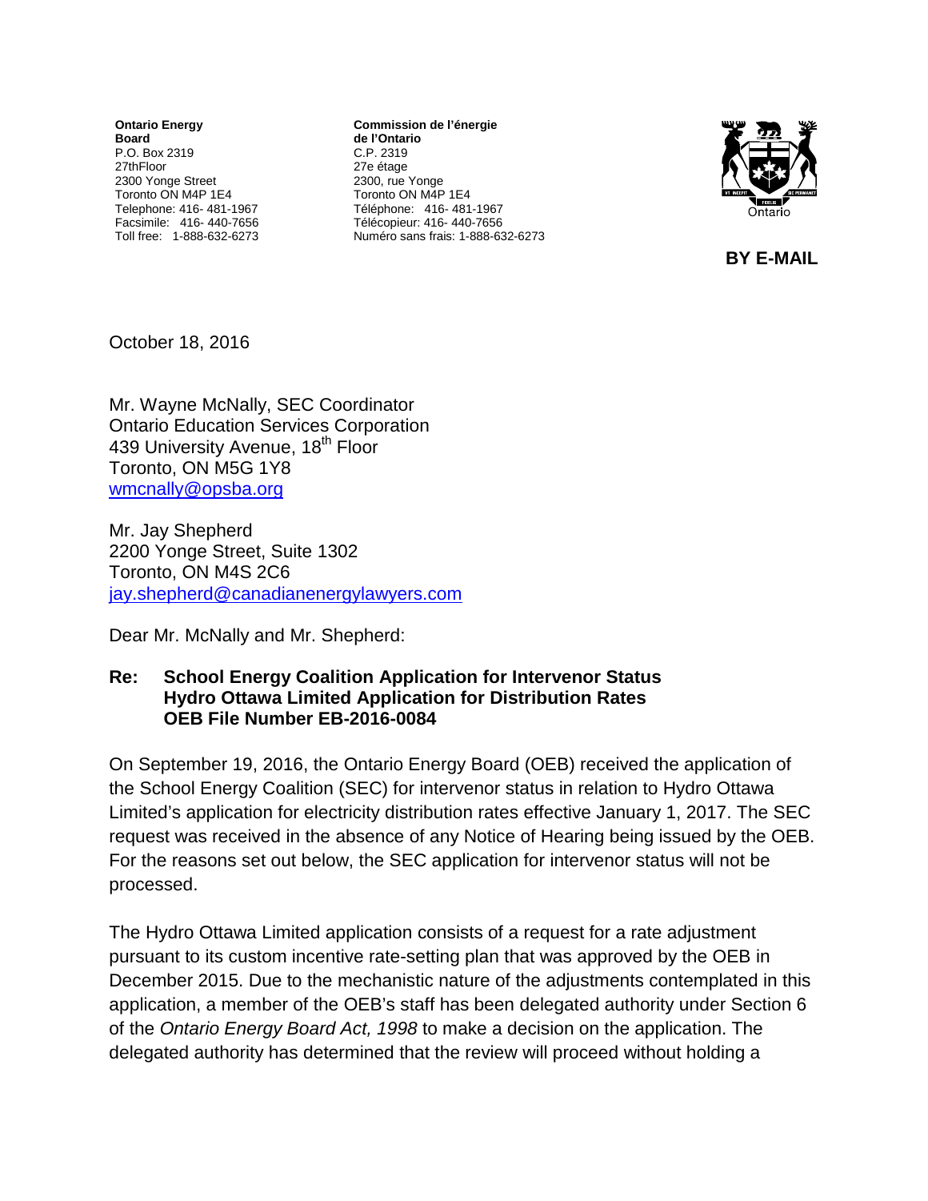**Ontario Energy Board**
P.O. Box 2319
27thFloor
2300 Yonge Street
Toronto ON M4P 1E4
Telephone: 416- 481-1967
Facsimile: 416- 440-7656
Toll free: 1-888-632-6273

**Commission de l'énergie de l'Ontario**
C.P. 2319
27e étage
2300, rue Yonge
Toronto ON M4P 1E4
Téléphone: 416- 481-1967
Télécopieur: 416- 440-7656
Numéro sans frais: 1-888-632-6273

**BY E-MAIL**

October 18, 2016

Mr. Wayne McNally, SEC Coordinator
Ontario Education Services Corporation
439 University Avenue, 18th Floor
Toronto, ON M5G 1Y8
wmcnally@opsba.org

Mr. Jay Shepherd
2200 Yonge Street, Suite 1302
Toronto, ON M4S 2C6
jay.shepherd@canadianenergylawyers.com

Dear Mr. McNally and Mr. Shepherd:

**Re: School Energy Coalition Application for Intervenor Status**
**Hydro Ottawa Limited Application for Distribution Rates**
**OEB File Number EB-2016-0084**

On September 19, 2016, the Ontario Energy Board (OEB) received the application of the School Energy Coalition (SEC) for intervenor status in relation to Hydro Ottawa Limited's application for electricity distribution rates effective January 1, 2017. The SEC request was received in the absence of any Notice of Hearing being issued by the OEB. For the reasons set out below, the SEC application for intervenor status will not be processed.

The Hydro Ottawa Limited application consists of a request for a rate adjustment pursuant to its custom incentive rate-setting plan that was approved by the OEB in December 2015. Due to the mechanistic nature of the adjustments contemplated in this application, a member of the OEB's staff has been delegated authority under Section 6 of the *Ontario Energy Board Act, 1998* to make a decision on the application. The delegated authority has determined that the review will proceed without holding a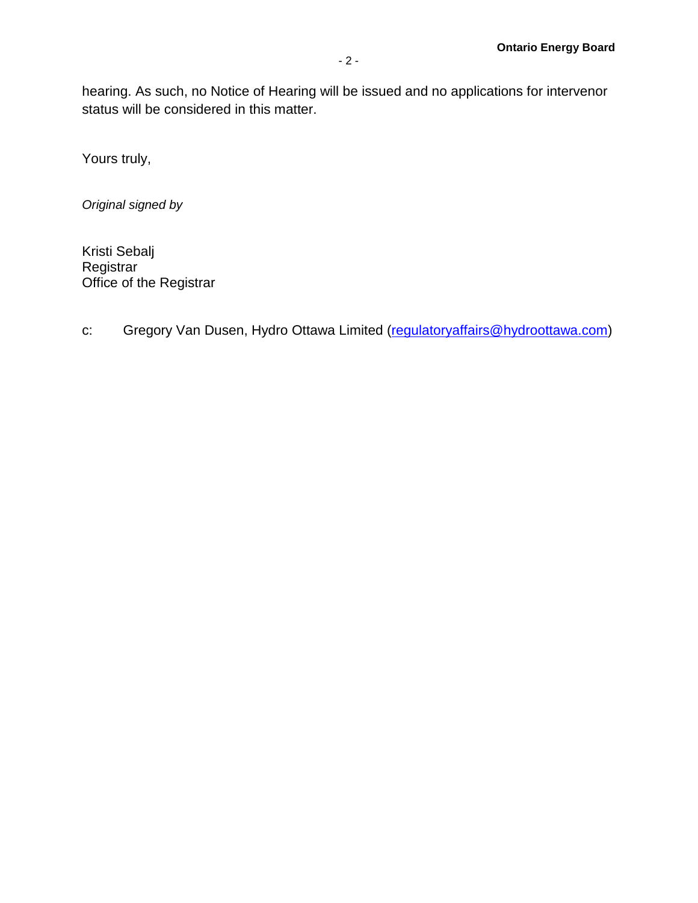hearing. As such, no Notice of Hearing will be issued and no applications for intervenor status will be considered in this matter.

Yours truly,

*Original signed by*

Kristi Sebalj
Registrar
Office of the Registrar

c: Gregory Van Dusen, Hydro Ottawa Limited (regulatoryaffairs@hydroottawa.com)